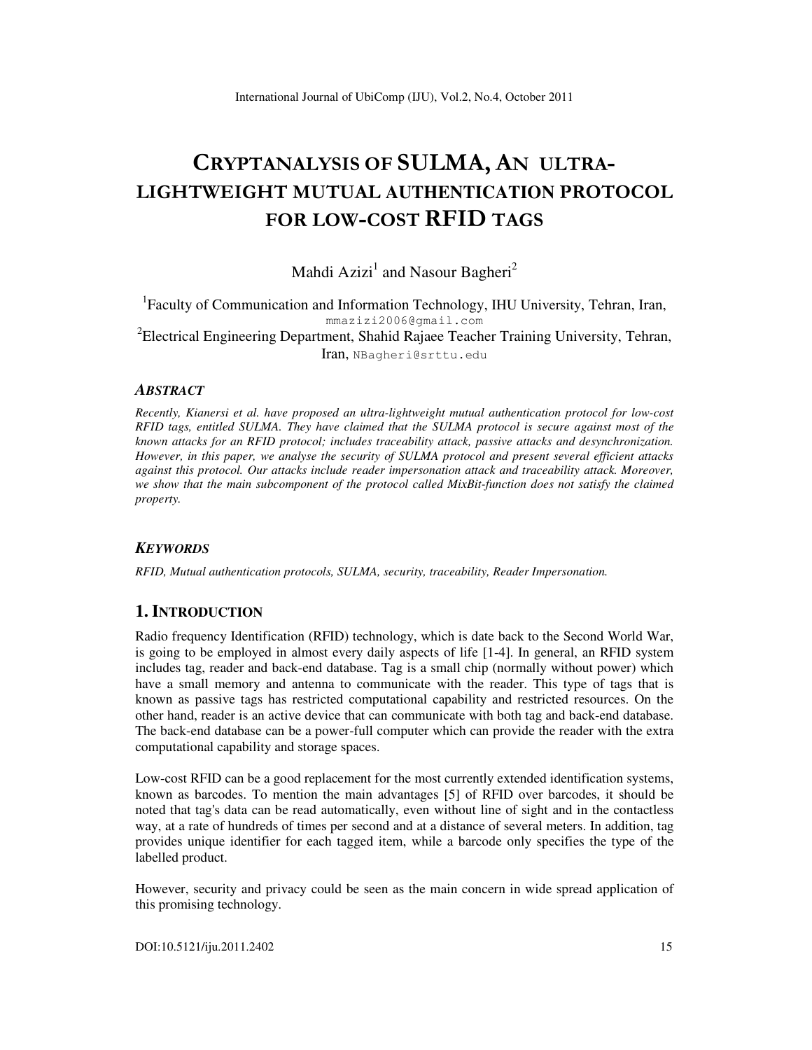# CRYPTANALYSIS OF SULMA, AN ULTRA-LIGHTWEIGHT MUTUAL AUTHENTICATION PROTOCOL FOR LOW-COST RFID TAGS

Mahdi Azizi[1] and Nasour Bagheri[2]

[1]Faculty of Communication and Information Technology, IHU University, Tehran, Iran, mmazizi2006@gmail.com

[2]Electrical Engineering Department, Shahid Rajaee Teacher Training University, Tehran, Iran, NBagheri@srttu.edu

### ABSTRACT

*Recently, Kianersi et al. have proposed an ultra-lightweight mutual authentication protocol for low-cost RFID tags, entitled SULMA. They have claimed that the SULMA protocol is secure against most of the known attacks for an RFID protocol; includes traceability attack, passive attacks and desynchronization. However, in this paper, we analyse the security of SULMA protocol and present several efficient attacks against this protocol. Our attacks include reader impersonation attack and traceability attack. Moreover, we show that the main subcomponent of the protocol called MixBit-function does not satisfy the claimed property.*

### KEYWORDS

*RFID, Mutual authentication protocols, SULMA, security, traceability, Reader Impersonation.*

## 1. INTRODUCTION

Radio frequency Identification (RFID) technology, which is date back to the Second World War, is going to be employed in almost every daily aspects of life [1-4]. In general, an RFID system includes tag, reader and back-end database. Tag is a small chip (normally without power) which have a small memory and antenna to communicate with the reader. This type of tags that is known as passive tags has restricted computational capability and restricted resources. On the other hand, reader is an active device that can communicate with both tag and back-end database. The back-end database can be a power-full computer which can provide the reader with the extra computational capability and storage spaces.

Low-cost RFID can be a good replacement for the most currently extended identification systems, known as barcodes. To mention the main advantages [5] of RFID over barcodes, it should be noted that tag's data can be read automatically, even without line of sight and in the contactless way, at a rate of hundreds of times per second and at a distance of several meters. In addition, tag provides unique identifier for each tagged item, while a barcode only specifies the type of the labelled product.

However, security and privacy could be seen as the main concern in wide spread application of this promising technology.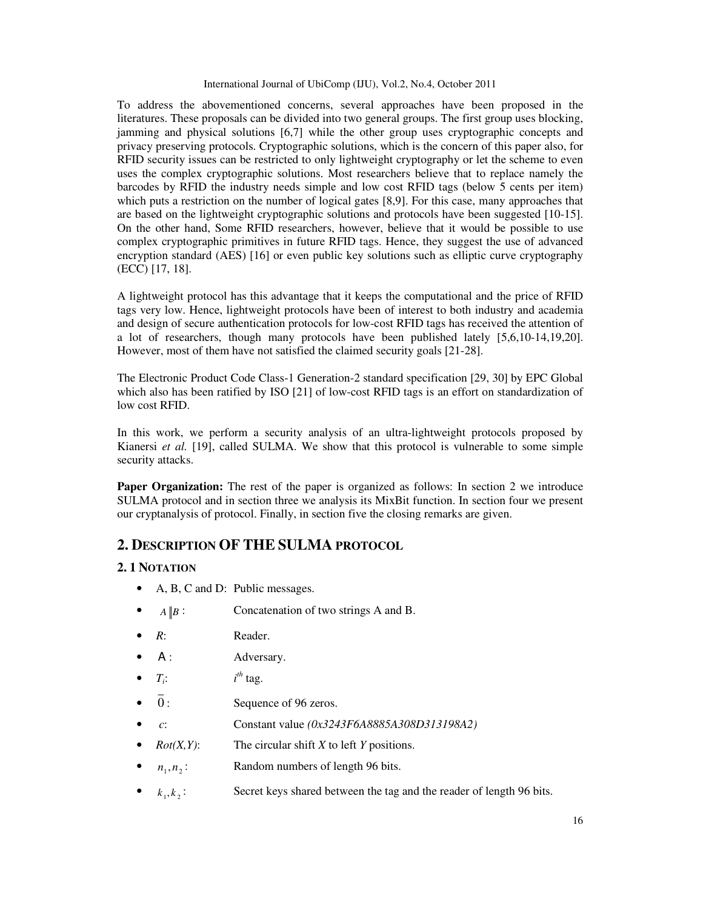To address the abovementioned concerns, several approaches have been proposed in the literatures. These proposals can be divided into two general groups. The first group uses blocking, jamming and physical solutions [6,7] while the other group uses cryptographic concepts and privacy preserving protocols. Cryptographic solutions, which is the concern of this paper also, for RFID security issues can be restricted to only lightweight cryptography or let the scheme to even uses the complex cryptographic solutions. Most researchers believe that to replace namely the barcodes by RFID the industry needs simple and low cost RFID tags (below 5 cents per item) which puts a restriction on the number of logical gates [8,9]. For this case, many approaches that are based on the lightweight cryptographic solutions and protocols have been suggested [10-15]. On the other hand, Some RFID researchers, however, believe that it would be possible to use complex cryptographic primitives in future RFID tags. Hence, they suggest the use of advanced encryption standard (AES) [16] or even public key solutions such as elliptic curve cryptography (ECC) [17, 18].

A lightweight protocol has this advantage that it keeps the computational and the price of RFID tags very low. Hence, lightweight protocols have been of interest to both industry and academia and design of secure authentication protocols for low-cost RFID tags has received the attention of a lot of researchers, though many protocols have been published lately [5,6,10-14,19,20]. However, most of them have not satisfied the claimed security goals [21-28].

The Electronic Product Code Class-1 Generation-2 standard specification [29, 30] by EPC Global which also has been ratified by ISO [21] of low-cost RFID tags is an effort on standardization of low cost RFID.

In this work, we perform a security analysis of an ultra-lightweight protocols proposed by Kianersi *et al.* [19], called SULMA. We show that this protocol is vulnerable to some simple security attacks.

**Paper Organization:** The rest of the paper is organized as follows: In section 2 we introduce SULMA protocol and in section three we analysis its MixBit function. In section four we present our cryptanalysis of protocol. Finally, in section five the closing remarks are given.

## 2. DESCRIPTION OF THE SULMA PROTOCOL

### 2.1 NOTATION

- A, B, C and D: Public messages.
- $A \| B$: Concatenation of two strings A and B.
- $R$: Reader.
- $\mathcal{A}$: Adversary.
- $T_i$: $i^{th}$ tag.
- $\bar{0}$: Sequence of 96 zeros.
- $c$: Constant value *(0x3243F6A8885A308D313198A2)*
- $Rot(X,Y)$: The circular shift $X$ to left $Y$ positions.
- $n_1, n_2$: Random numbers of length 96 bits.
- $k_1, k_2$: Secret keys shared between the tag and the reader of length 96 bits.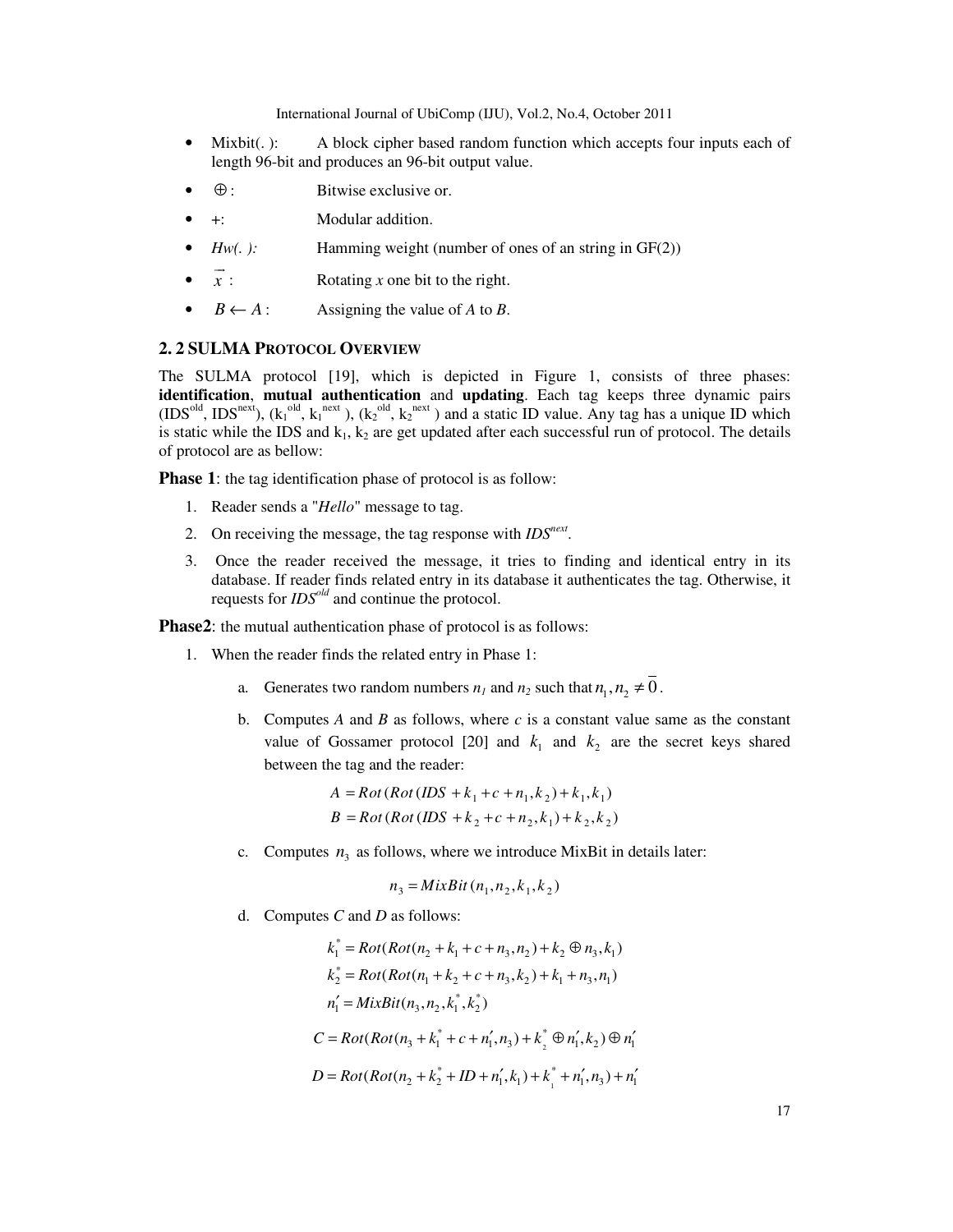- Mixbit(. ): A block cipher based random function which accepts four inputs each of length 96-bit and produces an 96-bit output value.
- $\oplus$: Bitwise exclusive or.
- +: Modular addition.
- *Hw(. ):* Hamming weight (number of ones of an string in GF(2))
- $\vec{x}$ : Rotating *x* one bit to the right.
- $B \leftarrow A$: Assigning the value of *A* to *B*.

## 2. 2 SULMA PROTOCOL OVERVIEW

The SULMA protocol [19], which is depicted in Figure 1, consists of three phases: **identification**, **mutual authentication** and **updating**. Each tag keeps three dynamic pairs ($IDS^{old}$, $IDS^{next}$), ($k_1^{old}$, $k_1^{next}$ ), ($k_2^{old}$, $k_2^{next}$ ) and a static ID value. Any tag has a unique ID which is static while the IDS and $k_1$, $k_2$ are get updated after each successful run of protocol. The details of protocol are as bellow:

**Phase 1**: the tag identification phase of protocol is as follow:

1. Reader sends a "*Hello*" message to tag.
2. On receiving the message, the tag response with $IDS^{next}$.
3. Once the reader received the message, it tries to finding and identical entry in its database. If reader finds related entry in its database it authenticates the tag. Otherwise, it requests for $IDS^{old}$ and continue the protocol.

**Phase2**: the mutual authentication phase of protocol is as follows:

1. When the reader finds the related entry in Phase 1:
    a. Generates two random numbers $n_1$ and $n_2$ such that $n_1, n_2 \neq \overline{0}$.
    b. Computes *A* and *B* as follows, where *c* is a constant value same as the constant value of Gossamer protocol [20] and $k_1$ and $k_2$ are the secret keys shared between the tag and the reader:

    $$A = Rot(Rot(IDS + k_1 + c + n_1, k_2) + k_1, k_1)$$
    $$B = Rot(Rot(IDS + k_2 + c + n_2, k_1) + k_2, k_2)$$

    c. Computes $n_3$ as follows, where we introduce MixBit in details later:

    $$n_3 = MixBit(n_1, n_2, k_1, k_2)$$

    d. Computes *C* and *D* as follows:

    $$k_1^* = Rot(Rot(n_2 + k_1 + c + n_3, n_2) + k_2 \oplus n_3, k_1)$$
    $$k_2^* = Rot(Rot(n_1 + k_2 + c + n_3, k_2) + k_1 + n_3, n_1)$$
    $$n_1' = MixBit(n_3, n_2, k_1^*, k_2^*)$$
    $$C = Rot(Rot(n_3 + k_1^* + c + n_1', n_3) + k_2^* \oplus n_1', k_2) \oplus n_1'$$
    $$D = Rot(Rot(n_2 + k_2^* + ID + n_1', k_1) + k_1^* + n_1', n_3) + n_1'$$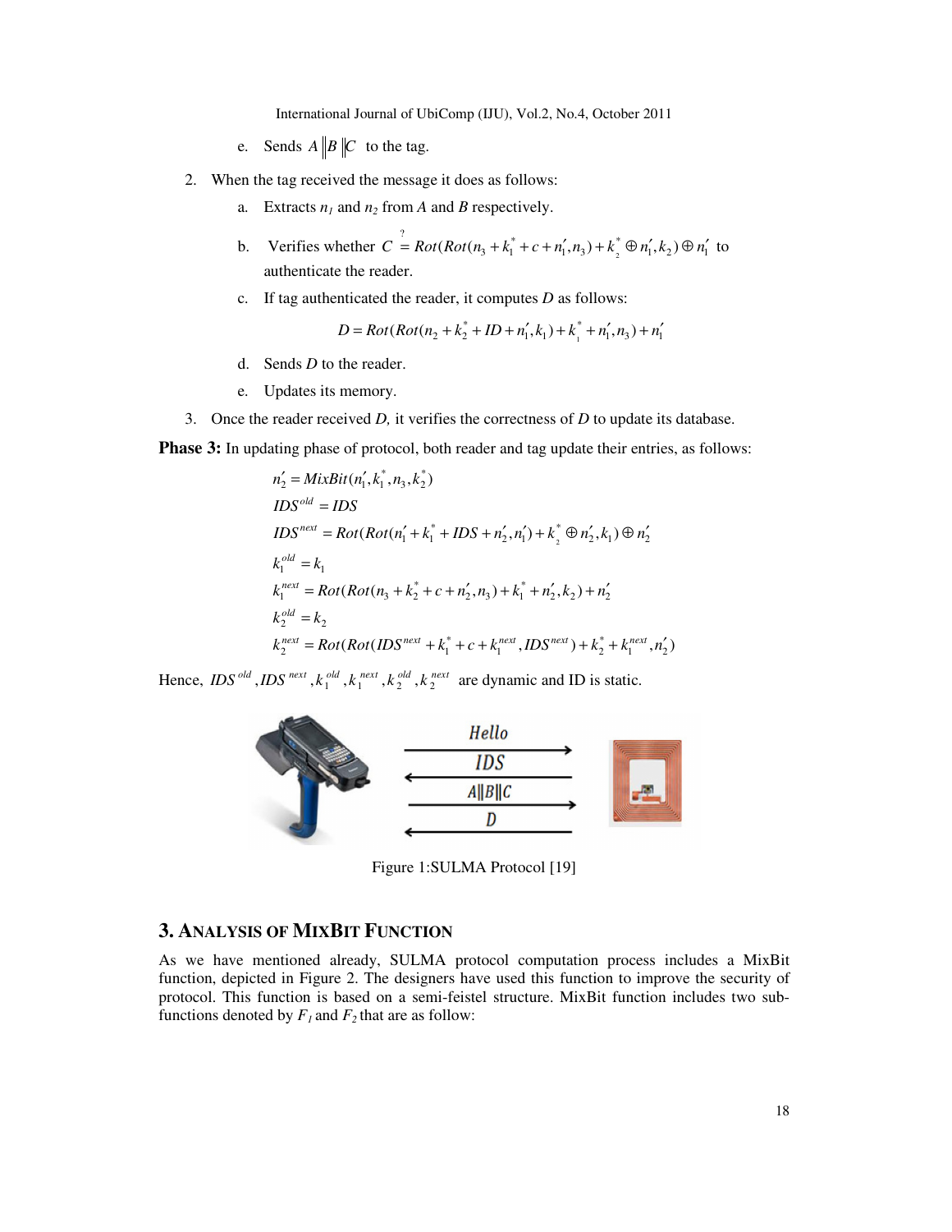e. Sends $A \| B \| C$ to the tag.

2. When the tag received the message it does as follows:

   a. Extracts $n_1$ and $n_2$ from $A$ and $B$ respectively.

   b. Verifies whether $C \stackrel{?}{=} Rot(Rot(n_3 + k_1^* + c + n_1', n_3) + k_2^* \oplus n_1', k_2) \oplus n_1'$ to authenticate the reader.

   c. If tag authenticated the reader, it computes $D$ as follows:

$$D = Rot(Rot(n_2 + k_2^* + ID + n_1', k_1) + k_1^* + n_1', n_3) + n_1'$$

   d. Sends $D$ to the reader.

   e. Updates its memory.

3. Once the reader received $D$, it verifies the correctness of $D$ to update its database.

**Phase 3:** In updating phase of protocol, both reader and tag update their entries, as follows:

$$n_2' = MixBit(n_1', k_1^*, n_3, k_2^*)$$

$$IDS^{old} = IDS$$

$$IDS^{next} = Rot(Rot(n_1' + k_1^* + IDS + n_2', n_1') + k_2^* \oplus n_2', k_1) \oplus n_2'$$

$$k_1^{old} = k_1$$

$$k_1^{next} = Rot(Rot(n_3 + k_2^* + c + n_2', n_3) + k_1^* + n_2', k_2) + n_2'$$

$$k_2^{old} = k_2$$

$$k_2^{next} = Rot(Rot(IDS^{next} + k_1^* + c + k_1^{next}, IDS^{next}) + k_2^* + k_1^{next}, n_2')$$

Hence, $IDS^{old}, IDS^{next}, k_1^{old}, k_1^{next}, k_2^{old}, k_2^{next}$ are dynamic and ID is static.

Figure 1:SULMA Protocol [19]

## 3. Analysis of MixBit Function

As we have mentioned already, SULMA protocol computation process includes a MixBit function, depicted in Figure 2. The designers have used this function to improve the security of protocol. This function is based on a semi-feistel structure. MixBit function includes two sub-functions denoted by $F_1$ and $F_2$ that are as follow: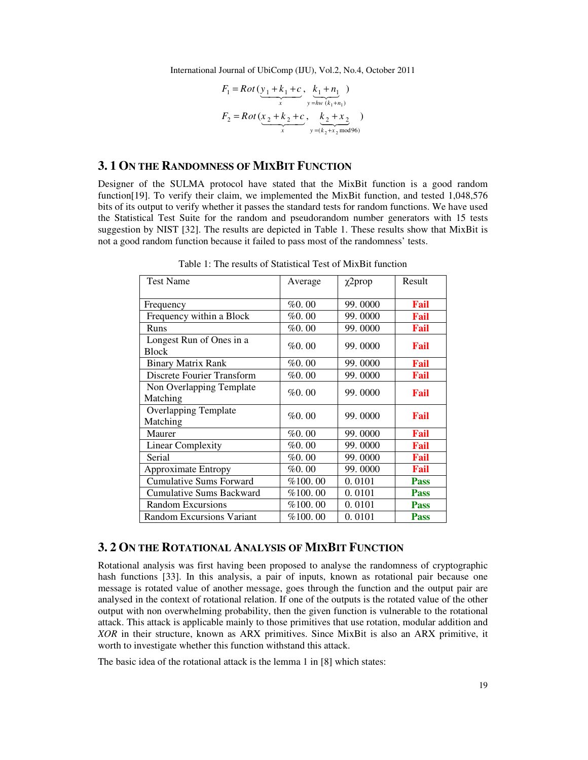$$F_1 = Rot(\underbrace{y_1 + k_1 + c}_{x},\ \underbrace{k_1 + n_1}_{y = hw\,(k_1 + n_1)}\ )$$

$$F_2 = Rot(\underbrace{x_2 + k_2 + c}_{x},\ \underbrace{k_2 + x_2}_{y = (k_2 + x_2 \bmod 96)}\ )$$

## 3. 1 ON THE RANDOMNESS OF MIXBIT FUNCTION

Designer of the SULMA protocol have stated that the MixBit function is a good random function[19]. To verify their claim, we implemented the MixBit function, and tested 1,048,576 bits of its output to verify whether it passes the standard tests for random functions. We have used the Statistical Test Suite for the random and pseudorandom number generators with 15 tests suggestion by NIST [32]. The results are depicted in Table 1. These results show that MixBit is not a good random function because it failed to pass most of the randomness' tests.

Table 1: The results of Statistical Test of MixBit function

| Test Name | Average | χ2prop | Result |
|---|---|---|---|
| Frequency | %0. 00 | 99. 0000 | **Fail** |
| Frequency within a Block | %0. 00 | 99. 0000 | **Fail** |
| Runs | %0. 00 | 99. 0000 | **Fail** |
| Longest Run of Ones in a Block | %0. 00 | 99. 0000 | **Fail** |
| Binary Matrix Rank | %0. 00 | 99. 0000 | **Fail** |
| Discrete Fourier Transform | %0. 00 | 99. 0000 | **Fail** |
| Non Overlapping Template Matching | %0. 00 | 99. 0000 | **Fail** |
| Overlapping Template Matching | %0. 00 | 99. 0000 | **Fail** |
| Maurer | %0. 00 | 99. 0000 | **Fail** |
| Linear Complexity | %0. 00 | 99. 0000 | **Fail** |
| Serial | %0. 00 | 99. 0000 | **Fail** |
| Approximate Entropy | %0. 00 | 99. 0000 | **Fail** |
| Cumulative Sums Forward | %100. 00 | 0. 0101 | **Pass** |
| Cumulative Sums Backward | %100. 00 | 0. 0101 | **Pass** |
| Random Excursions | %100. 00 | 0. 0101 | **Pass** |
| Random Excursions Variant | %100. 00 | 0. 0101 | **Pass** |

## 3. 2 ON THE ROTATIONAL ANALYSIS OF MIXBIT FUNCTION

Rotational analysis was first having been proposed to analyse the randomness of cryptographic hash functions [33]. In this analysis, a pair of inputs, known as rotational pair because one message is rotated value of another message, goes through the function and the output pair are analysed in the context of rotational relation. If one of the outputs is the rotated value of the other output with non overwhelming probability, then the given function is vulnerable to the rotational attack. This attack is applicable mainly to those primitives that use rotation, modular addition and *XOR* in their structure, known as ARX primitives. Since MixBit is also an ARX primitive, it worth to investigate whether this function withstand this attack.

The basic idea of the rotational attack is the lemma 1 in [8] which states: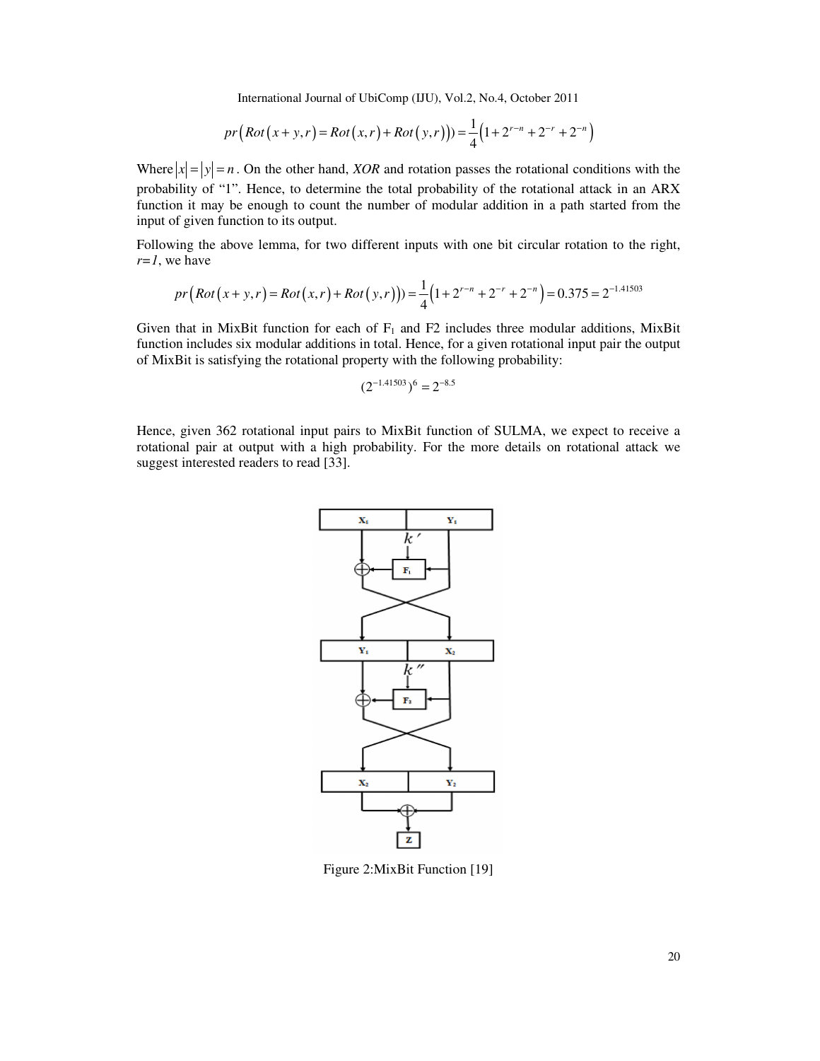$$pr\left(Rot\left(x+y,r\right)=Rot\left(x,r\right)+Rot\left(y,r\right)\right)=\frac{1}{4}\left(1+2^{r-n}+2^{-r}+2^{-n}\right)$$

Where $|x|=|y|=n$. On the other hand, *XOR* and rotation passes the rotational conditions with the probability of "1". Hence, to determine the total probability of the rotational attack in an ARX function it may be enough to count the number of modular addition in a path started from the input of given function to its output.

Following the above lemma, for two different inputs with one bit circular rotation to the right, *r=1*, we have

$$pr\left(Rot\left(x+y,r\right)=Rot\left(x,r\right)+Rot\left(y,r\right)\right)=\frac{1}{4}\left(1+2^{r-n}+2^{-r}+2^{-n}\right)=0.375=2^{-1.41503}$$

Given that in MixBit function for each of $F_1$ and F2 includes three modular additions, MixBit function includes six modular additions in total. Hence, for a given rotational input pair the output of MixBit is satisfying the rotational property with the following probability:

$$(2^{-1.41503})^{6}=2^{-8.5}$$

Hence, given 362 rotational input pairs to MixBit function of SULMA, we expect to receive a rotational pair at output with a high probability. For the more details on rotational attack we suggest interested readers to read [33].

Figure 2:MixBit Function [19]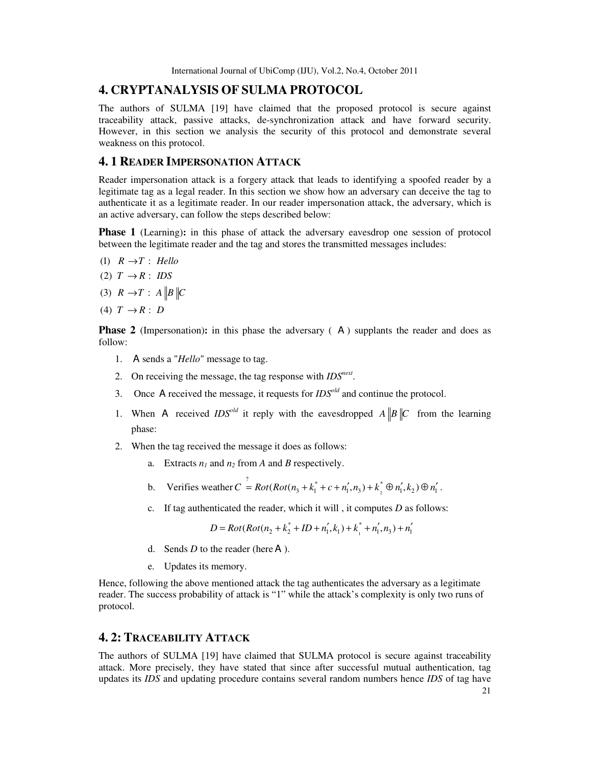## 4. CRYPTANALYSIS OF SULMA PROTOCOL

The authors of SULMA [19] have claimed that the proposed protocol is secure against traceability attack, passive attacks, de-synchronization attack and have forward security. However, in this section we analysis the security of this protocol and demonstrate several weakness on this protocol.

### 4. 1 READER IMPERSONATION ATTACK

Reader impersonation attack is a forgery attack that leads to identifying a spoofed reader by a legitimate tag as a legal reader. In this section we show how an adversary can deceive the tag to authenticate it as a legitimate reader. In our reader impersonation attack, the adversary, which is an active adversary, can follow the steps described below:

**Phase 1** (Learning)**:** in this phase of attack the adversary eavesdrop one session of protocol between the legitimate reader and the tag and stores the transmitted messages includes:

(1) $R \rightarrow T$ : *Hello*

(2) $T \rightarrow R$ : *IDS*

(3) $R \rightarrow T$ : $A \| B \| C$

(4) $T \rightarrow R$ : $D$

**Phase 2** (Impersonation)**:** in this phase the adversary ( $\mathcal{A}$ ) supplants the reader and does as follow:

1. $\mathcal{A}$ sends a "*Hello*" message to tag.
2. On receiving the message, the tag response with $IDS^{next}$.
3. Once $\mathcal{A}$ received the message, it requests for $IDS^{old}$ and continue the protocol.
1. When $\mathcal{A}$ received $IDS^{old}$ it reply with the eavesdropped $A \| B \| C$ from the learning phase:
2. When the tag received the message it does as follows:
    a. Extracts $n_1$ and $n_2$ from $A$ and $B$ respectively.
    b. Verifies weather $C \stackrel{?}{=} Rot(Rot(n_3 + k_1^* + c + n_1', n_3) + k_2^* \oplus n_1', k_2) \oplus n_1'$.
    c. If tag authenticated the reader, which it will , it computes $D$ as follows:
    $$D = Rot(Rot(n_2 + k_2^* + ID + n_1', k_1) + k_1^* + n_1', n_3) + n_1'$$
    d. Sends $D$ to the reader (here $\mathcal{A}$ ).
    e. Updates its memory.

Hence, following the above mentioned attack the tag authenticates the adversary as a legitimate reader. The success probability of attack is "1" while the attack's complexity is only two runs of protocol.

### 4. 2: TRACEABILITY ATTACK

The authors of SULMA [19] have claimed that SULMA protocol is secure against traceability attack. More precisely, they have stated that since after successful mutual authentication, tag updates its *IDS* and updating procedure contains several random numbers hence *IDS* of tag have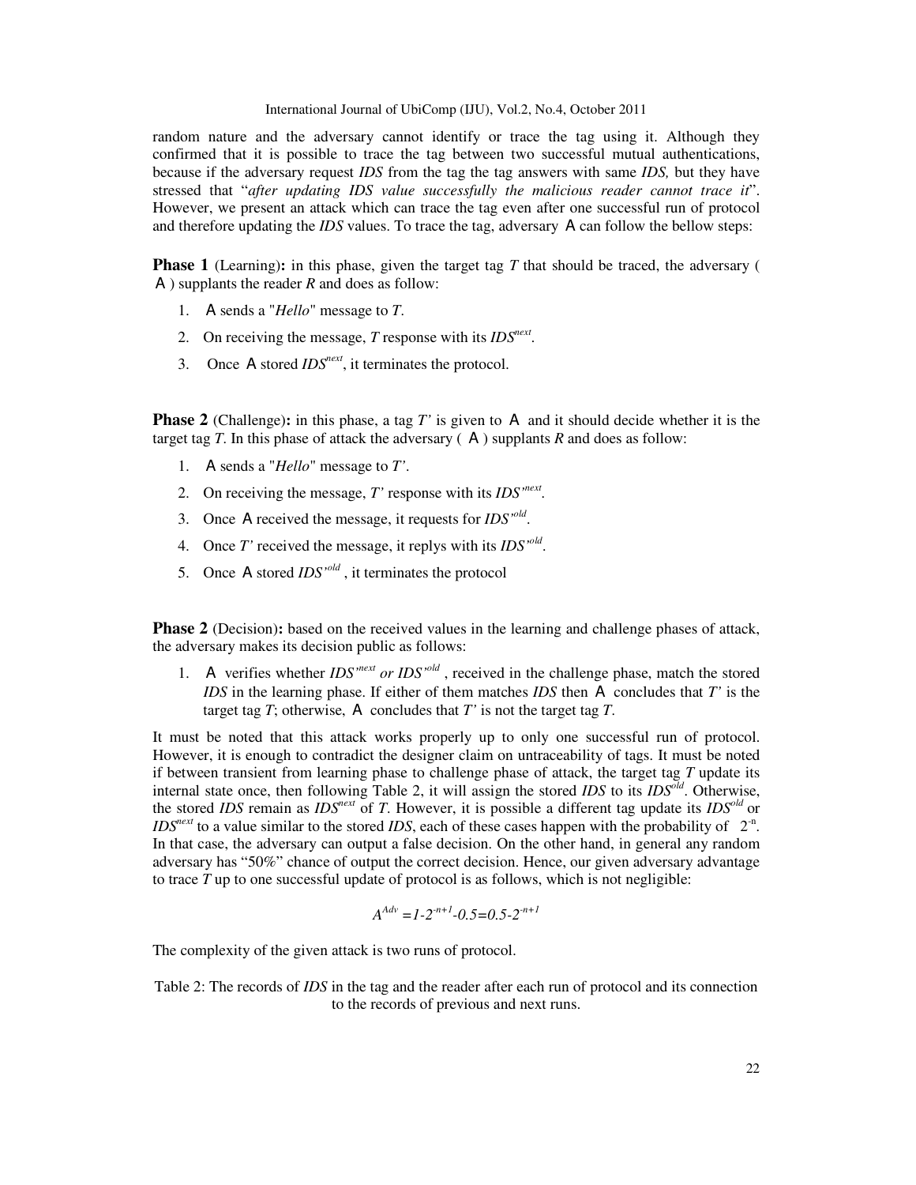random nature and the adversary cannot identify or trace the tag using it. Although they confirmed that it is possible to trace the tag between two successful mutual authentications, because if the adversary request *IDS* from the tag the tag answers with same *IDS,* but they have stressed that "*after updating IDS value successfully the malicious reader cannot trace it*". However, we present an attack which can trace the tag even after one successful run of protocol and therefore updating the *IDS* values. To trace the tag, adversary A can follow the bellow steps:

**Phase 1** (Learning)**:** in this phase, given the target tag *T* that should be traced, the adversary ( A ) supplants the reader *R* and does as follow:

1. A sends a "*Hello*" message to *T*.
2. On receiving the message, *T* response with its $IDS^{next}$.
3. Once A stored $IDS^{next}$, it terminates the protocol.

**Phase 2** (Challenge)**:** in this phase, a tag *T'* is given to A and it should decide whether it is the target tag *T*. In this phase of attack the adversary ( A ) supplants *R* and does as follow:

1. A sends a "*Hello*" message to *T'*.
2. On receiving the message, *T'* response with its $IDS'^{next}$.
3. Once A received the message, it requests for $IDS'^{old}$.
4. Once *T'* received the message, it replys with its $IDS'^{old}$.
5. Once A stored $IDS'^{old}$ , it terminates the protocol

**Phase 2** (Decision)**:** based on the received values in the learning and challenge phases of attack, the adversary makes its decision public as follows:

1. A verifies whether $IDS'^{next}$ *or* $IDS'^{old}$ , received in the challenge phase, match the stored *IDS* in the learning phase. If either of them matches *IDS* then A concludes that *T'* is the target tag *T*; otherwise, A concludes that *T'* is not the target tag *T*.

It must be noted that this attack works properly up to only one successful run of protocol. However, it is enough to contradict the designer claim on untraceability of tags. It must be noted if between transient from learning phase to challenge phase of attack, the target tag *T* update its internal state once, then following Table 2, it will assign the stored *IDS* to its $IDS^{old}$. Otherwise, the stored *IDS* remain as $IDS^{next}$ of *T*. However, it is possible a different tag update its $IDS^{old}$ or $IDS^{next}$ to a value similar to the stored *IDS*, each of these cases happen with the probability of $2^{-n}$. In that case, the adversary can output a false decision. On the other hand, in general any random adversary has "50%" chance of output the correct decision. Hence, our given adversary advantage to trace *T* up to one successful update of protocol is as follows, which is not negligible:

$$A^{Adv} = 1-2^{-n+1}-0.5=0.5-2^{-n+1}$$

The complexity of the given attack is two runs of protocol.

Table 2: The records of *IDS* in the tag and the reader after each run of protocol and its connection to the records of previous and next runs.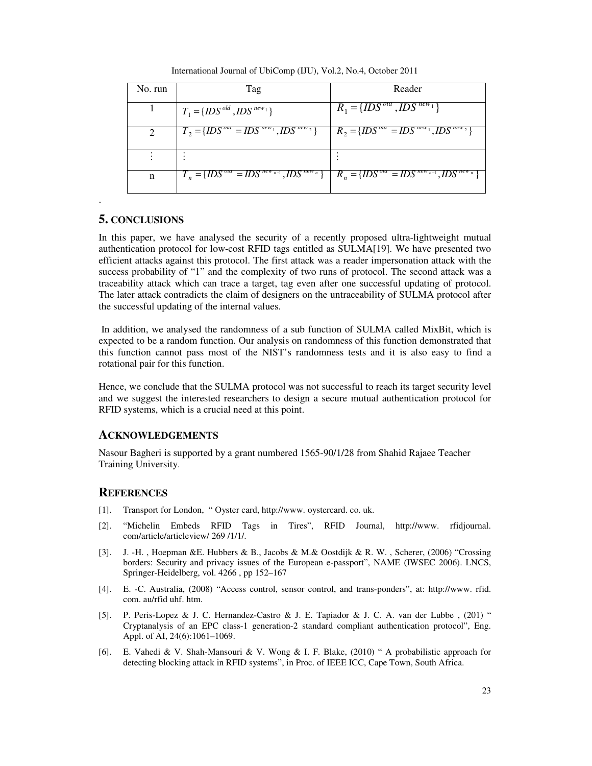| No. run | Tag | Reader |
|---|---|---|
| 1 | $T_1 = \{IDS^{old}, IDS^{new_1}\}$ | $R_1 = \{IDS^{old}, IDS^{new_1}\}$ |
| 2 | $T_2 = \{IDS^{old} = IDS^{new_1}, IDS^{new_2}\}$ | $R_2 = \{IDS^{old} = IDS^{new_1}, IDS^{new_2}\}$ |
| $\vdots$ | $\vdots$ | $\vdots$ |
| n | $T_n = \{IDS^{old} = IDS^{new_{n-1}}, IDS^{new_n}\}$ | $R_n = \{IDS^{old} = IDS^{new_{n-1}}, IDS^{new_n}\}$ |

.

## 5. CONCLUSIONS

In this paper, we have analysed the security of a recently proposed ultra-lightweight mutual authentication protocol for low-cost RFID tags entitled as SULMA[19]. We have presented two efficient attacks against this protocol. The first attack was a reader impersonation attack with the success probability of "1" and the complexity of two runs of protocol. The second attack was a traceability attack which can trace a target, tag even after one successful updating of protocol. The later attack contradicts the claim of designers on the untraceability of SULMA protocol after the successful updating of the internal values.

In addition, we analysed the randomness of a sub function of SULMA called MixBit, which is expected to be a random function. Our analysis on randomness of this function demonstrated that this function cannot pass most of the NIST's randomness tests and it is also easy to find a rotational pair for this function.

Hence, we conclude that the SULMA protocol was not successful to reach its target security level and we suggest the interested researchers to design a secure mutual authentication protocol for RFID systems, which is a crucial need at this point.

## ACKNOWLEDGEMENTS

Nasour Bagheri is supported by a grant numbered 1565-90/1/28 from Shahid Rajaee Teacher Training University.

## REFERENCES

[1]. Transport for London, " Oyster card, http://www. oystercard. co. uk.

[2]. "Michelin Embeds RFID Tags in Tires", RFID Journal, http://www. rfidjournal. com/article/articleview/ 269 /1/1/.

[3]. J. -H. , Hoepman &E. Hubbers & B., Jacobs & M.& Oostdijk & R. W. , Scherer, (2006) "Crossing borders: Security and privacy issues of the European e-passport", NAME (IWSEC 2006). LNCS, Springer-Heidelberg, vol. 4266 , pp 152–167

[4]. E. -C. Australia, (2008) "Access control, sensor control, and trans-ponders", at: http://www. rfid. com. au/rfid uhf. htm.

[5]. P. Peris-Lopez & J. C. Hernandez-Castro & J. E. Tapiador & J. C. A. van der Lubbe , (201) " Cryptanalysis of an EPC class-1 generation-2 standard compliant authentication protocol", Eng. Appl. of AI, 24(6):1061–1069.

[6]. E. Vahedi & V. Shah-Mansouri & V. Wong & I. F. Blake, (2010) " A probabilistic approach for detecting blocking attack in RFID systems", in Proc. of IEEE ICC, Cape Town, South Africa.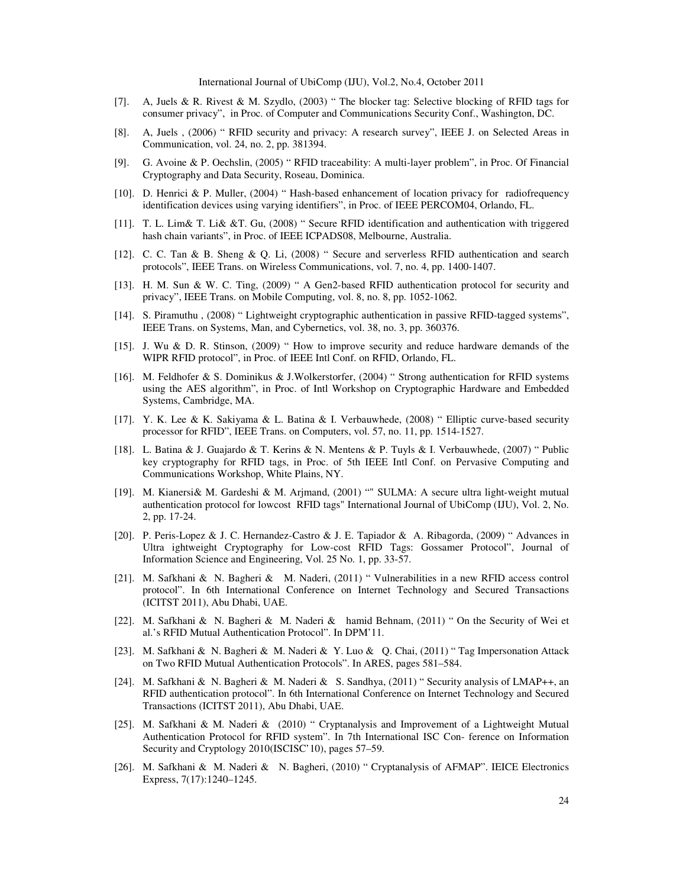[7]. A, Juels & R. Rivest & M. Szydlo, (2003) " The blocker tag: Selective blocking of RFID tags for consumer privacy", in Proc. of Computer and Communications Security Conf., Washington, DC.

[8]. A, Juels , (2006) " RFID security and privacy: A research survey", IEEE J. on Selected Areas in Communication, vol. 24, no. 2, pp. 381394.

[9]. G. Avoine & P. Oechslin, (2005) " RFID traceability: A multi-layer problem", in Proc. Of Financial Cryptography and Data Security, Roseau, Dominica.

[10]. D. Henrici & P. Muller, (2004) " Hash-based enhancement of location privacy for radiofrequency identification devices using varying identifiers", in Proc. of IEEE PERCOM04, Orlando, FL.

[11]. T. L. Lim& T. Li& &T. Gu, (2008) " Secure RFID identification and authentication with triggered hash chain variants", in Proc. of IEEE ICPADS08, Melbourne, Australia.

[12]. C. C. Tan & B. Sheng & Q. Li, (2008) " Secure and serverless RFID authentication and search protocols", IEEE Trans. on Wireless Communications, vol. 7, no. 4, pp. 1400-1407.

[13]. H. M. Sun & W. C. Ting, (2009) " A Gen2-based RFID authentication protocol for security and privacy", IEEE Trans. on Mobile Computing, vol. 8, no. 8, pp. 1052-1062.

[14]. S. Piramuthu , (2008) " Lightweight cryptographic authentication in passive RFID-tagged systems", IEEE Trans. on Systems, Man, and Cybernetics, vol. 38, no. 3, pp. 360376.

[15]. J. Wu & D. R. Stinson, (2009) " How to improve security and reduce hardware demands of the WIPR RFID protocol", in Proc. of IEEE Intl Conf. on RFID, Orlando, FL.

[16]. M. Feldhofer & S. Dominikus & J.Wolkerstorfer, (2004) " Strong authentication for RFID systems using the AES algorithm", in Proc. of Intl Workshop on Cryptographic Hardware and Embedded Systems, Cambridge, MA.

[17]. Y. K. Lee & K. Sakiyama & L. Batina & I. Verbauwhede, (2008) " Elliptic curve-based security processor for RFID", IEEE Trans. on Computers, vol. 57, no. 11, pp. 1514-1527.

[18]. L. Batina & J. Guajardo & T. Kerins & N. Mentens & P. Tuyls & I. Verbauwhede, (2007) " Public key cryptography for RFID tags, in Proc. of 5th IEEE Intl Conf. on Pervasive Computing and Communications Workshop, White Plains, NY.

[19]. M. Kianersi& M. Gardeshi & M. Arjmand, (2001) "" SULMA: A secure ultra light-weight mutual authentication protocol for lowcost RFID tags" International Journal of UbiComp (IJU), Vol. 2, No. 2, pp. 17-24.

[20]. P. Peris-Lopez & J. C. Hernandez-Castro & J. E. Tapiador & A. Ribagorda, (2009) " Advances in Ultra ightweight Cryptography for Low-cost RFID Tags: Gossamer Protocol", Journal of Information Science and Engineering, Vol. 25 No. 1, pp. 33-57.

[21]. M. Safkhani & N. Bagheri & M. Naderi, (2011) " Vulnerabilities in a new RFID access control protocol". In 6th International Conference on Internet Technology and Secured Transactions (ICITST 2011), Abu Dhabi, UAE.

[22]. M. Safkhani & N. Bagheri & M. Naderi & hamid Behnam, (2011) " On the Security of Wei et al.'s RFID Mutual Authentication Protocol". In DPM'11.

[23]. M. Safkhani & N. Bagheri & M. Naderi & Y. Luo & Q. Chai, (2011) " Tag Impersonation Attack on Two RFID Mutual Authentication Protocols". In ARES, pages 581–584.

[24]. M. Safkhani & N. Bagheri & M. Naderi & S. Sandhya, (2011) " Security analysis of LMAP++, an RFID authentication protocol". In 6th International Conference on Internet Technology and Secured Transactions (ICITST 2011), Abu Dhabi, UAE.

[25]. M. Safkhani & M. Naderi & (2010) " Cryptanalysis and Improvement of a Lightweight Mutual Authentication Protocol for RFID system". In 7th International ISC Con- ference on Information Security and Cryptology 2010(ISCISC'10), pages 57–59.

[26]. M. Safkhani & M. Naderi & N. Bagheri, (2010) " Cryptanalysis of AFMAP". IEICE Electronics Express, 7(17):1240–1245.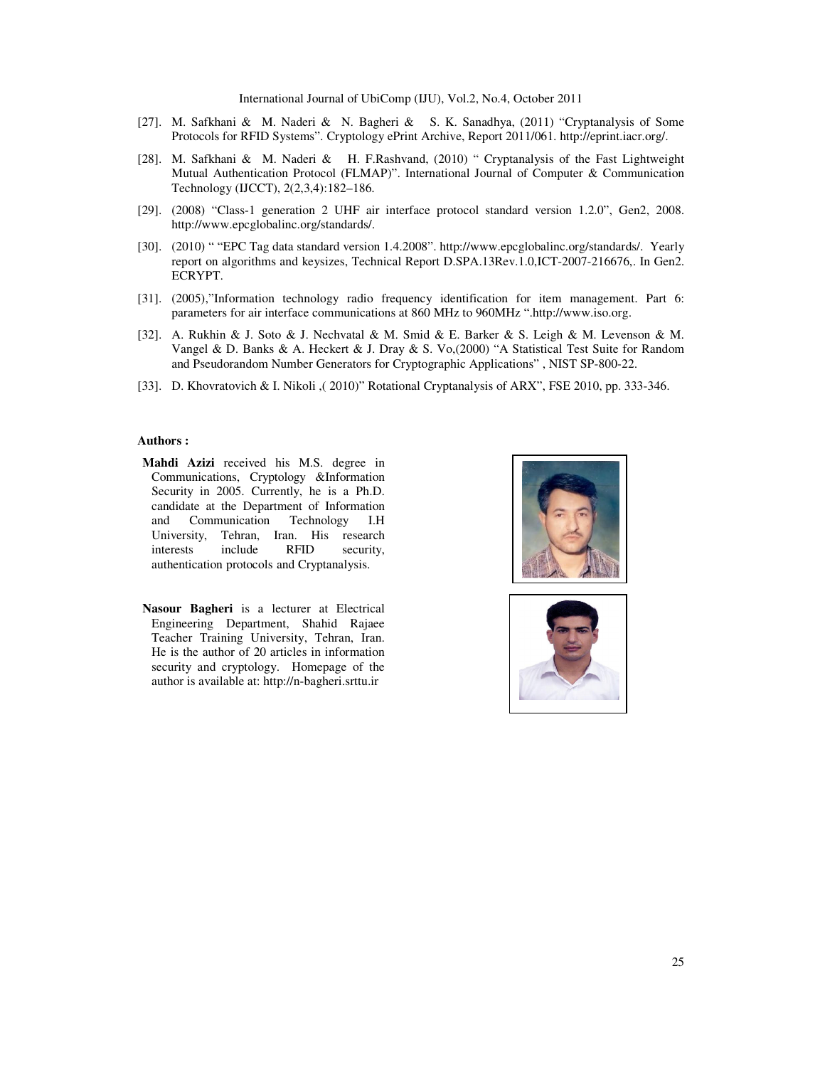[27]. M. Safkhani & M. Naderi & N. Bagheri & S. K. Sanadhya, (2011) "Cryptanalysis of Some Protocols for RFID Systems". Cryptology ePrint Archive, Report 2011/061. http://eprint.iacr.org/.

[28]. M. Safkhani & M. Naderi & H. F.Rashvand, (2010) " Cryptanalysis of the Fast Lightweight Mutual Authentication Protocol (FLMAP)". International Journal of Computer & Communication Technology (IJCCT), 2(2,3,4):182–186.

[29]. (2008) "Class-1 generation 2 UHF air interface protocol standard version 1.2.0", Gen2, 2008. http://www.epcglobalinc.org/standards/.

[30]. (2010) " "EPC Tag data standard version 1.4.2008". http://www.epcglobalinc.org/standards/. Yearly report on algorithms and keysizes, Technical Report D.SPA.13Rev.1.0,ICT-2007-216676,. In Gen2. ECRYPT.

[31]. (2005),"Information technology radio frequency identification for item management. Part 6: parameters for air interface communications at 860 MHz to 960MHz ".http://www.iso.org.

[32]. A. Rukhin & J. Soto & J. Nechvatal & M. Smid & E. Barker & S. Leigh & M. Levenson & M. Vangel & D. Banks & A. Heckert & J. Dray & S. Vo,(2000) "A Statistical Test Suite for Random and Pseudorandom Number Generators for Cryptographic Applications" , NIST SP-800-22.

[33]. D. Khovratovich & I. Nikoli ,( 2010)" Rotational Cryptanalysis of ARX", FSE 2010, pp. 333-346.

**Authors :**

**Mahdi Azizi** received his M.S. degree in Communications, Cryptology &Information Security in 2005. Currently, he is a Ph.D. candidate at the Department of Information and Communication Technology I.H University, Tehran, Iran. His research interests include RFID security, authentication protocols and Cryptanalysis.

**Nasour Bagheri** is a lecturer at Electrical Engineering Department, Shahid Rajaee Teacher Training University, Tehran, Iran. He is the author of 20 articles in information security and cryptology. Homepage of the author is available at: http://n-bagheri.srttu.ir